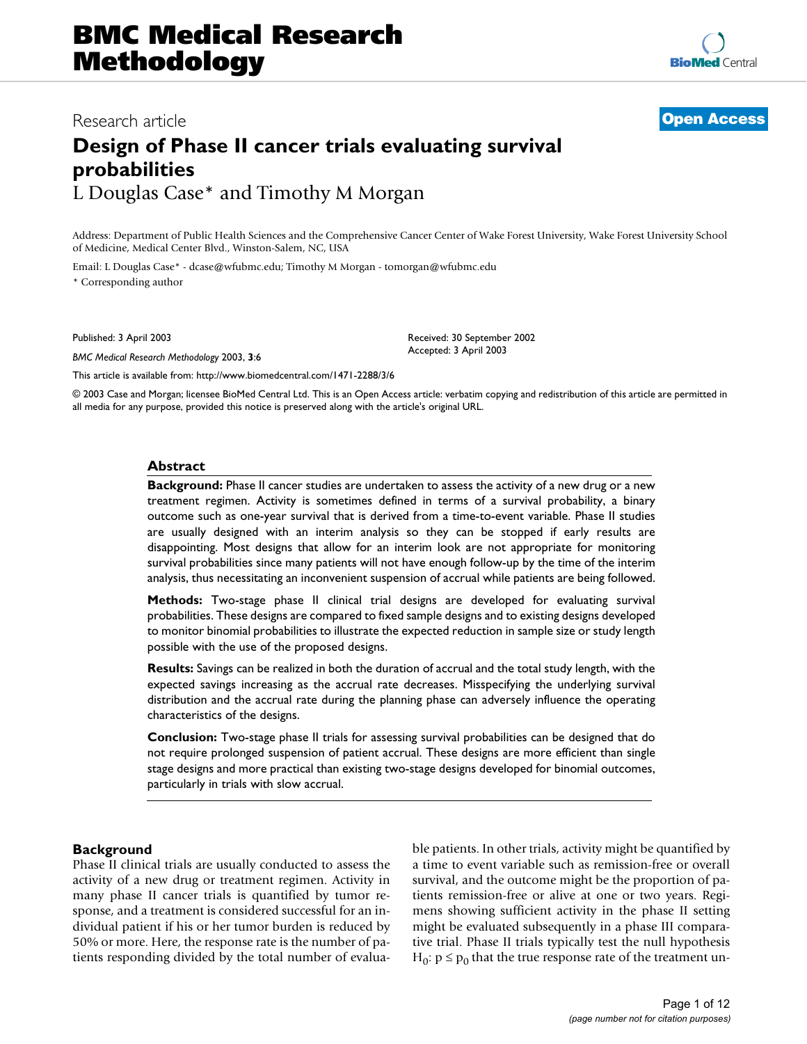# BMC Medical Research Methodology

Research article

**Open Access**

# Design of Phase II cancer trials evaluating survival probabilities

L Douglas Case* and Timothy M Morgan

Address: Department of Public Health Sciences and the Comprehensive Cancer Center of Wake Forest University, Wake Forest University School of Medicine, Medical Center Blvd., Winston-Salem, NC, USA

Email: L Douglas Case* - dcase@wfubmc.edu; Timothy M Morgan - tomorgan@wfubmc.edu

\* Corresponding author

Published: 3 April 2003

*BMC Medical Research Methodology* 2003, **3**:6

Received: 30 September 2002
Accepted: 3 April 2003

This article is available from: http://www.biomedcentral.com/1471-2288/3/6

© 2003 Case and Morgan; licensee BioMed Central Ltd. This is an Open Access article: verbatim copying and redistribution of this article are permitted in all media for any purpose, provided this notice is preserved along with the article's original URL.

## Abstract

**Background:** Phase II cancer studies are undertaken to assess the activity of a new drug or a new treatment regimen. Activity is sometimes defined in terms of a survival probability, a binary outcome such as one-year survival that is derived from a time-to-event variable. Phase II studies are usually designed with an interim analysis so they can be stopped if early results are disappointing. Most designs that allow for an interim look are not appropriate for monitoring survival probabilities since many patients will not have enough follow-up by the time of the interim analysis, thus necessitating an inconvenient suspension of accrual while patients are being followed.

**Methods:** Two-stage phase II clinical trial designs are developed for evaluating survival probabilities. These designs are compared to fixed sample designs and to existing designs developed to monitor binomial probabilities to illustrate the expected reduction in sample size or study length possible with the use of the proposed designs.

**Results:** Savings can be realized in both the duration of accrual and the total study length, with the expected savings increasing as the accrual rate decreases. Misspecifying the underlying survival distribution and the accrual rate during the planning phase can adversely influence the operating characteristics of the designs.

**Conclusion:** Two-stage phase II trials for assessing survival probabilities can be designed that do not require prolonged suspension of patient accrual. These designs are more efficient than single stage designs and more practical than existing two-stage designs developed for binomial outcomes, particularly in trials with slow accrual.

## Background

Phase II clinical trials are usually conducted to assess the activity of a new drug or treatment regimen. Activity in many phase II cancer trials is quantified by tumor response, and a treatment is considered successful for an individual patient if his or her tumor burden is reduced by 50% or more. Here, the response rate is the number of patients responding divided by the total number of evaluable patients. In other trials, activity might be quantified by a time to event variable such as remission-free or overall survival, and the outcome might be the proportion of patients remission-free or alive at one or two years. Regimens showing sufficient activity in the phase II setting might be evaluated subsequently in a phase III comparative trial. Phase II trials typically test the null hypothesis $H_0$: $p \leq p_0$ that the true response rate of the treatment un-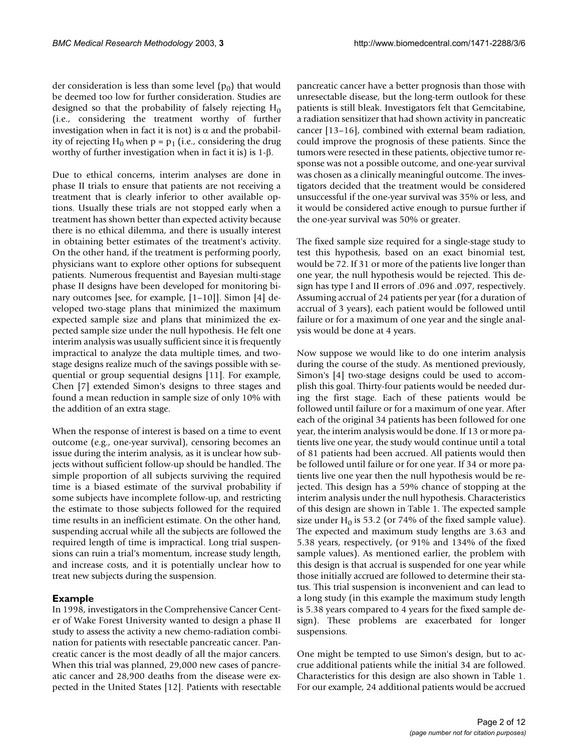der consideration is less than some level ($p_0$) that would be deemed too low for further consideration. Studies are designed so that the probability of falsely rejecting $H_0$ (i.e., considering the treatment worthy of further investigation when in fact it is not) is $\alpha$ and the probability of rejecting $H_0$ when $p = p_1$ (i.e., considering the drug worthy of further investigation when in fact it is) is $1-\beta$.

Due to ethical concerns, interim analyses are done in phase II trials to ensure that patients are not receiving a treatment that is clearly inferior to other available options. Usually these trials are not stopped early when a treatment has shown better than expected activity because there is no ethical dilemma, and there is usually interest in obtaining better estimates of the treatment's activity. On the other hand, if the treatment is performing poorly, physicians want to explore other options for subsequent patients. Numerous frequentist and Bayesian multi-stage phase II designs have been developed for monitoring binary outcomes [see, for example, [1–10]]. Simon [4] developed two-stage plans that minimized the maximum expected sample size and plans that minimized the expected sample size under the null hypothesis. He felt one interim analysis was usually sufficient since it is frequently impractical to analyze the data multiple times, and two-stage designs realize much of the savings possible with sequential or group sequential designs [11]. For example, Chen [7] extended Simon's designs to three stages and found a mean reduction in sample size of only 10% with the addition of an extra stage.

When the response of interest is based on a time to event outcome (e.g., one-year survival), censoring becomes an issue during the interim analysis, as it is unclear how subjects without sufficient follow-up should be handled. The simple proportion of all subjects surviving the required time is a biased estimate of the survival probability if some subjects have incomplete follow-up, and restricting the estimate to those subjects followed for the required time results in an inefficient estimate. On the other hand, suspending accrual while all the subjects are followed the required length of time is impractical. Long trial suspensions can ruin a trial's momentum, increase study length, and increase costs, and it is potentially unclear how to treat new subjects during the suspension.

## Example

In 1998, investigators in the Comprehensive Cancer Center of Wake Forest University wanted to design a phase II study to assess the activity a new chemo-radiation combination for patients with resectable pancreatic cancer. Pancreatic cancer is the most deadly of all the major cancers. When this trial was planned, 29,000 new cases of pancreatic cancer and 28,900 deaths from the disease were expected in the United States [12]. Patients with resectable pancreatic cancer have a better prognosis than those with unresectable disease, but the long-term outlook for these patients is still bleak. Investigators felt that Gemcitabine, a radiation sensitizer that had shown activity in pancreatic cancer [13–16], combined with external beam radiation, could improve the prognosis of these patients. Since the tumors were resected in these patients, objective tumor response was not a possible outcome, and one-year survival was chosen as a clinically meaningful outcome. The investigators decided that the treatment would be considered unsuccessful if the one-year survival was 35% or less, and it would be considered active enough to pursue further if the one-year survival was 50% or greater.

The fixed sample size required for a single-stage study to test this hypothesis, based on an exact binomial test, would be 72. If 31 or more of the patients live longer than one year, the null hypothesis would be rejected. This design has type I and II errors of .096 and .097, respectively. Assuming accrual of 24 patients per year (for a duration of accrual of 3 years), each patient would be followed until failure or for a maximum of one year and the single analysis would be done at 4 years.

Now suppose we would like to do one interim analysis during the course of the study. As mentioned previously, Simon's [4] two-stage designs could be used to accomplish this goal. Thirty-four patients would be needed during the first stage. Each of these patients would be followed until failure or for a maximum of one year. After each of the original 34 patients has been followed for one year, the interim analysis would be done. If 13 or more patients live one year, the study would continue until a total of 81 patients had been accrued. All patients would then be followed until failure or for one year. If 34 or more patients live one year then the null hypothesis would be rejected. This design has a 59% chance of stopping at the interim analysis under the null hypothesis. Characteristics of this design are shown in Table 1. The expected sample size under $H_0$ is 53.2 (or 74% of the fixed sample value). The expected and maximum study lengths are 3.63 and 5.38 years, respectively, (or 91% and 134% of the fixed sample values). As mentioned earlier, the problem with this design is that accrual is suspended for one year while those initially accrued are followed to determine their status. This trial suspension is inconvenient and can lead to a long study (in this example the maximum study length is 5.38 years compared to 4 years for the fixed sample design). These problems are exacerbated for longer suspensions.

One might be tempted to use Simon's design, but to accrue additional patients while the initial 34 are followed. Characteristics for this design are also shown in Table 1. For our example, 24 additional patients would be accrued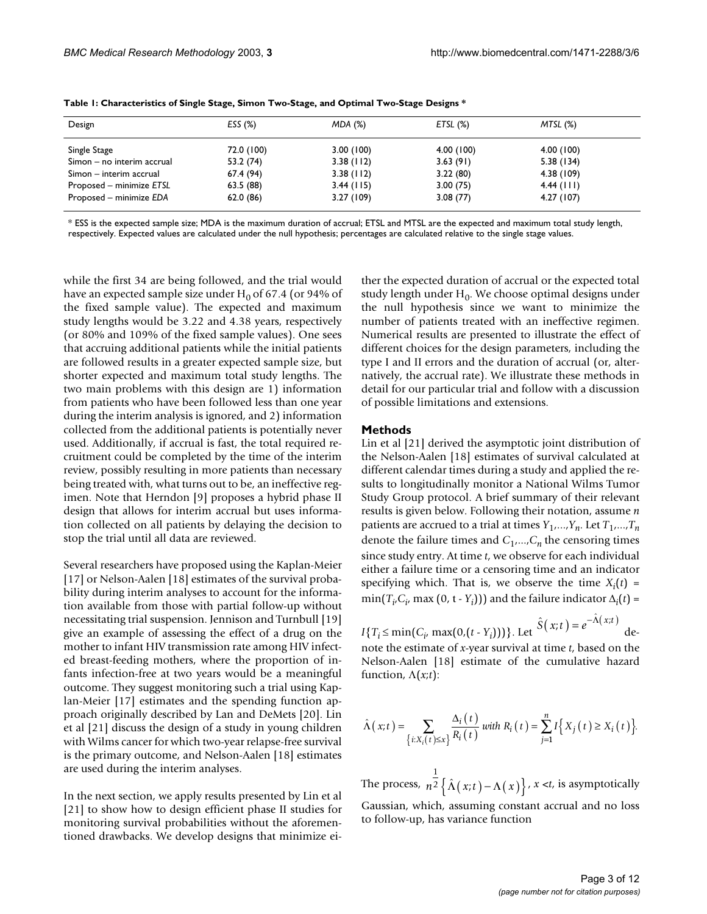**Table 1: Characteristics of Single Stage, Simon Two-Stage, and Optimal Two-Stage Designs ***

| Design | *ESS* (%) | *MDA* (%) | *ETSL* (%) | *MTSL* (%) |
|---|---|---|---|---|
| Single Stage | 72.0 (100) | 3.00 (100) | 4.00 (100) | 4.00 (100) |
| Simon – no interim accrual | 53.2 (74) | 3.38 (112) | 3.63 (91) | 5.38 (134) |
| Simon – interim accrual | 67.4 (94) | 3.38 (112) | 3.22 (80) | 4.38 (109) |
| Proposed – minimize *ETSL* | 63.5 (88) | 3.44 (115) | 3.00 (75) | 4.44 (111) |
| Proposed – minimize *EDA* | 62.0 (86) | 3.27 (109) | 3.08 (77) | 4.27 (107) |

\* ESS is the expected sample size; MDA is the maximum duration of accrual; ETSL and MTSL are the expected and maximum total study length, respectively. Expected values are calculated under the null hypothesis; percentages are calculated relative to the single stage values.

while the first 34 are being followed, and the trial would have an expected sample size under $H_0$ of 67.4 (or 94% of the fixed sample value). The expected and maximum study lengths would be 3.22 and 4.38 years, respectively (or 80% and 109% of the fixed sample values). One sees that accruing additional patients while the initial patients are followed results in a greater expected sample size, but shorter expected and maximum total study lengths. The two main problems with this design are 1) information from patients who have been followed less than one year during the interim analysis is ignored, and 2) information collected from the additional patients is potentially never used. Additionally, if accrual is fast, the total required recruitment could be completed by the time of the interim review, possibly resulting in more patients than necessary being treated with, what turns out to be, an ineffective regimen. Note that Herndon [9] proposes a hybrid phase II design that allows for interim accrual but uses information collected on all patients by delaying the decision to stop the trial until all data are reviewed.

Several researchers have proposed using the Kaplan-Meier [17] or Nelson-Aalen [18] estimates of the survival probability during interim analyses to account for the information available from those with partial follow-up without necessitating trial suspension. Jennison and Turnbull [19] give an example of assessing the effect of a drug on the mother to infant HIV transmission rate among HIV infected breast-feeding mothers, where the proportion of infants infection-free at two years would be a meaningful outcome. They suggest monitoring such a trial using Kaplan-Meier [17] estimates and the spending function approach originally described by Lan and DeMets [20]. Lin et al [21] discuss the design of a study in young children with Wilms cancer for which two-year relapse-free survival is the primary outcome, and Nelson-Aalen [18] estimates are used during the interim analyses.

In the next section, we apply results presented by Lin et al [21] to show how to design efficient phase II studies for monitoring survival probabilities without the aforementioned drawbacks. We develop designs that minimize either the expected duration of accrual or the expected total study length under $H_0$. We choose optimal designs under the null hypothesis since we want to minimize the number of patients treated with an ineffective regimen. Numerical results are presented to illustrate the effect of different choices for the design parameters, including the type I and II errors and the duration of accrual (or, alternatively, the accrual rate). We illustrate these methods in detail for our particular trial and follow with a discussion of possible limitations and extensions.

## Methods

Lin et al [21] derived the asymptotic joint distribution of the Nelson-Aalen [18] estimates of survival calculated at different calendar times during a study and applied the results to longitudinally monitor a National Wilms Tumor Study Group protocol. A brief summary of their relevant results is given below. Following their notation, assume $n$ patients are accrued to a trial at times $Y_1,\ldots,Y_n$. Let $T_1,\ldots,T_n$ denote the failure times and $C_1,\ldots,C_n$ the censoring times since study entry. At time $t$, we observe for each individual either a failure time or a censoring time and an indicator specifying which. That is, we observe the time $X_i(t) = \min(T_i, C_i, \max(0, t - Y_i))$ and the failure indicator $\Delta_i(t) = I\{T_i \le \min(C_i, \max(0,(t - Y_i)))\}$. Let $\hat{S}(x;t) = e^{-\hat{\Lambda}(x;t)}$ denote the estimate of $x$-year survival at time $t$, based on the Nelson-Aalen [18] estimate of the cumulative hazard function, $\Lambda(x;t)$:

$$\hat{\Lambda}(x;t) = \sum_{\{i:X_i(t)\le x\}} \frac{\Delta_i(t)}{R_i(t)} \text{ with } R_i(t) = \sum_{j=1}^{n} I\{X_j(t) \ge X_i(t)\}.$$

The process, $n^{\frac{1}{2}}\{\hat{\Lambda}(x;t) - \Lambda(x)\}$, $x < t$, is asymptotically Gaussian, which, assuming constant accrual and no loss to follow-up, has variance function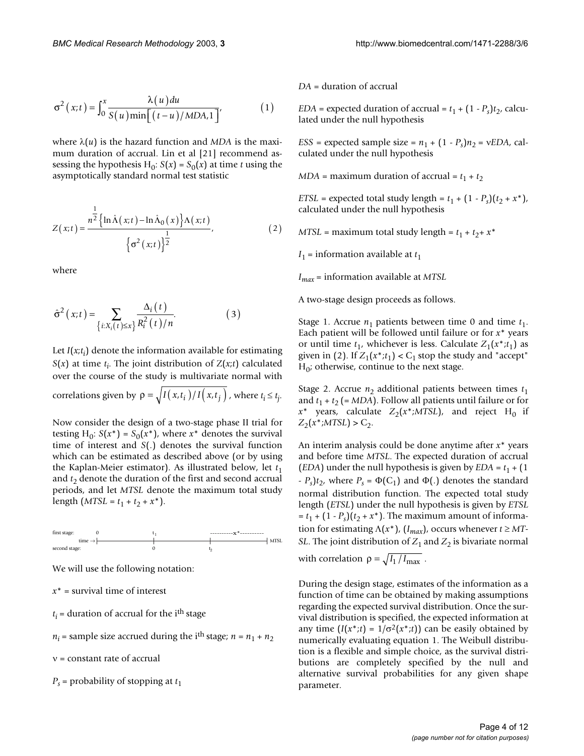$$\sigma^2(x;t) = \int_0^x \frac{\lambda(u)\,du}{S(u)\min\left[(t-u)/MDA, 1\right]}, \qquad (1)$$

where $\lambda(u)$ is the hazard function and *MDA* is the maximum duration of accrual. Lin et al [21] recommend assessing the hypothesis $H_0$: $S(x) = S_0(x)$ at time $t$ using the asymptotically standard normal test statistic

$$Z(x;t) = \frac{n^{\frac{1}{2}}\left\{\ln\hat{\Lambda}(x;t) - \ln\hat{\Lambda}_0(x)\right\}\Lambda(x;t)}{\left\{\sigma^2(x;t)\right\}^{\frac{1}{2}}}, \qquad (2)$$

where

$$\hat{\sigma}^2(x;t) = \sum_{\{i:X_i(t)\le x\}} \frac{\Delta_i(t)}{R_i^2(t)/n}. \qquad (3)$$

Let $I(x;t_i)$ denote the information available for estimating $S(x)$ at time $t_i$. The joint distribution of $Z(x;t)$ calculated over the course of the study is multivariate normal with correlations given by $\rho = \sqrt{I(x,t_i)/I(x,t_j)}$, where $t_i \le t_j$.

Now consider the design of a two-stage phase II trial for testing $H_0$: $S(x^*) = S_0(x^*)$, where $x^*$ denotes the survival time of interest and $S(.)$ denotes the survival function which can be estimated as described above (or by using the Kaplan-Meier estimator). As illustrated below, let $t_1$ and $t_2$ denote the duration of the first and second accrual periods, and let *MTSL* denote the maximum total study length ($MTSL = t_1 + t_2 + x^*$).

```
first stage:        0                 t1                 ----------x*----------
        time →|--------------------------|------------------|----------------------| MTSL
second stage:                            0                  t2
```

We will use the following notation:

$x^*$ = survival time of interest

$t_i$ = duration of accrual for the i[th] stage

$n_i$ = sample size accrued during the i[th] stage; $n = n_1 + n_2$

$\nu$ = constant rate of accrual

$P_s$ = probability of stopping at $t_1$

*DA* = duration of accrual

*EDA* = expected duration of accrual = $t_1 + (1 - P_s)t_2$, calculated under the null hypothesis

*ESS* = expected sample size = $n_1 + (1 - P_s)n_2 = \nu EDA$, calculated under the null hypothesis

*MDA* = maximum duration of accrual = $t_1 + t_2$

*ETSL* = expected total study length = $t_1 + (1 - P_s)(t_2 + x^*)$, calculated under the null hypothesis

*MTSL* = maximum total study length = $t_1 + t_2 + x^*$

$I_1$ = information available at $t_1$

$I_{max}$ = information available at *MTSL*

A two-stage design proceeds as follows.

Stage 1. Accrue $n_1$ patients between time 0 and time $t_1$. Each patient will be followed until failure or for $x^*$ years or until time $t_1$, whichever is less. Calculate $Z_1(x^*;t_1)$ as given in (2). If $Z_1(x^*;t_1) < C_1$ stop the study and "accept" $H_0$; otherwise, continue to the next stage.

Stage 2. Accrue $n_2$ additional patients between times $t_1$ and $t_1 + t_2$ (= *MDA*). Follow all patients until failure or for $x^*$ years, calculate $Z_2(x^*;MTSL)$, and reject $H_0$ if $Z_2(x^*;MTSL) > C_2$.

An interim analysis could be done anytime after $x^*$ years and before time *MTSL*. The expected duration of accrual (*EDA*) under the null hypothesis is given by $EDA = t_1 + (1 - P_s)t_2$, where $P_s = \Phi(C_1)$ and $\Phi(.)$ denotes the standard normal distribution function. The expected total study length (*ETSL*) under the null hypothesis is given by $ETSL = t_1 + (1 - P_s)(t_2 + x^*)$. The maximum amount of information for estimating $\Lambda(x^*)$, ($I_{max}$), occurs whenever $t \ge MTSL$. The joint distribution of $Z_1$ and $Z_2$ is bivariate normal with correlation $\rho = \sqrt{I_1/I_{\max}}$.

During the design stage, estimates of the information as a function of time can be obtained by making assumptions regarding the expected survival distribution. Once the survival distribution is specified, the expected information at any time ($I(x^*;t) = 1/\sigma^2(x^*;t)$) can be easily obtained by numerically evaluating equation 1. The Weibull distribution is a flexible and simple choice, as the survival distributions are completely specified by the null and alternative survival probabilities for any given shape parameter.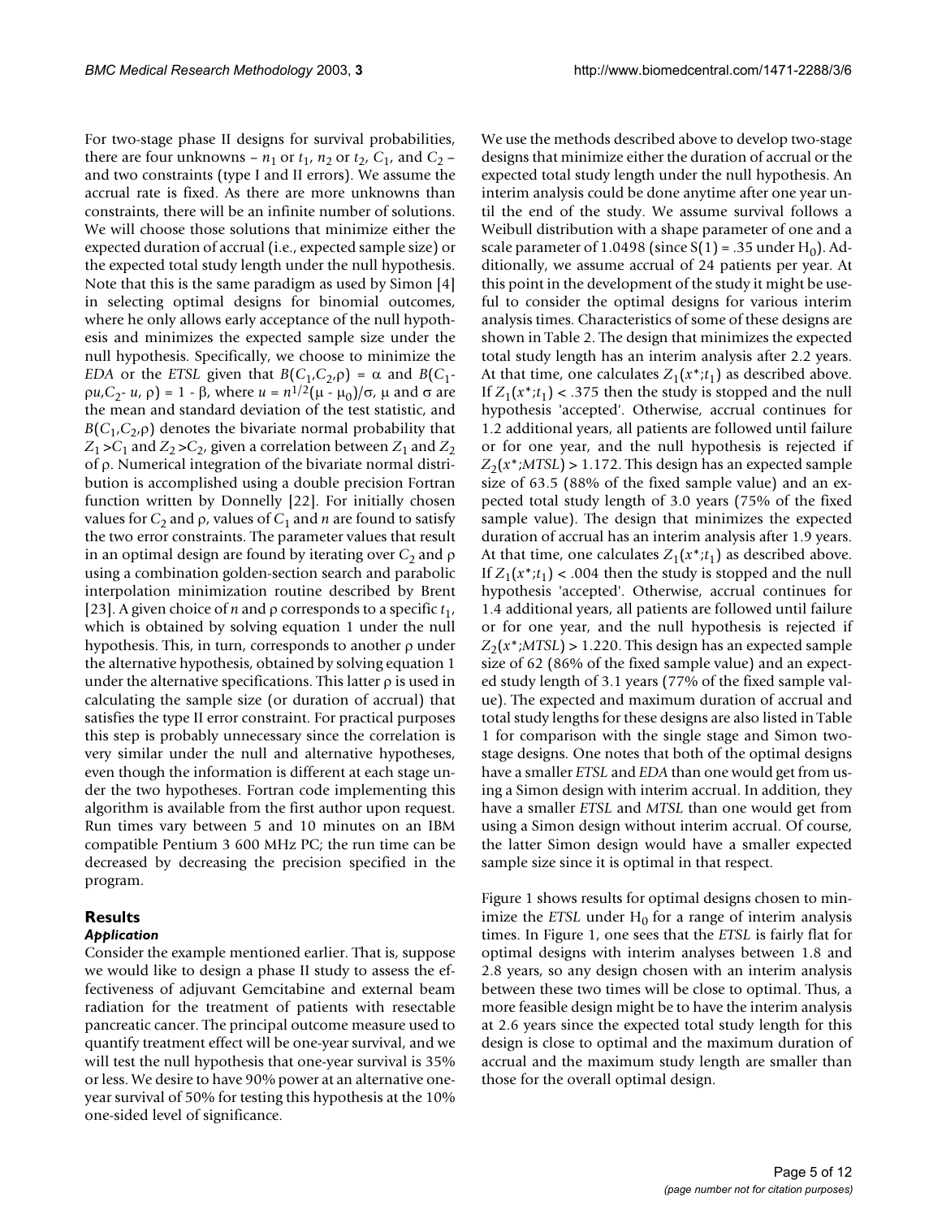For two-stage phase II designs for survival probabilities, there are four unknowns – $n_1$ or $t_1$, $n_2$ or $t_2$, $C_1$, and $C_2$ – and two constraints (type I and II errors). We assume the accrual rate is fixed. As there are more unknowns than constraints, there will be an infinite number of solutions. We will choose those solutions that minimize either the expected duration of accrual (i.e., expected sample size) or the expected total study length under the null hypothesis. Note that this is the same paradigm as used by Simon [4] in selecting optimal designs for binomial outcomes, where he only allows early acceptance of the null hypothesis and minimizes the expected sample size under the null hypothesis. Specifically, we choose to minimize the *EDA* or the *ETSL* given that $B(C_1,C_2,\rho) = \alpha$ and $B(C_1-\rho u,C_2-u,\rho) = 1-\beta$, where $u = n^{1/2}(\mu - \mu_0)/\sigma$, $\mu$ and $\sigma$ are the mean and standard deviation of the test statistic, and $B(C_1,C_2,\rho)$ denotes the bivariate normal probability that $Z_1 > C_1$ and $Z_2 > C_2$, given a correlation between $Z_1$ and $Z_2$ of $\rho$. Numerical integration of the bivariate normal distribution is accomplished using a double precision Fortran function written by Donnelly [22]. For initially chosen values for $C_2$ and $\rho$, values of $C_1$ and $n$ are found to satisfy the two error constraints. The parameter values that result in an optimal design are found by iterating over $C_2$ and $\rho$ using a combination golden-section search and parabolic interpolation minimization routine described by Brent [23]. A given choice of $n$ and $\rho$ corresponds to a specific $t_1$, which is obtained by solving equation 1 under the null hypothesis. This, in turn, corresponds to another $\rho$ under the alternative hypothesis, obtained by solving equation 1 under the alternative specifications. This latter $\rho$ is used in calculating the sample size (or duration of accrual) that satisfies the type II error constraint. For practical purposes this step is probably unnecessary since the correlation is very similar under the null and alternative hypotheses, even though the information is different at each stage under the two hypotheses. Fortran code implementing this algorithm is available from the first author upon request. Run times vary between 5 and 10 minutes on an IBM compatible Pentium 3 600 MHz PC; the run time can be decreased by decreasing the precision specified in the program.

## Results

### Application

Consider the example mentioned earlier. That is, suppose we would like to design a phase II study to assess the effectiveness of adjuvant Gemcitabine and external beam radiation for the treatment of patients with resectable pancreatic cancer. The principal outcome measure used to quantify treatment effect will be one-year survival, and we will test the null hypothesis that one-year survival is 35% or less. We desire to have 90% power at an alternative one-year survival of 50% for testing this hypothesis at the 10% one-sided level of significance.

We use the methods described above to develop two-stage designs that minimize either the duration of accrual or the expected total study length under the null hypothesis. An interim analysis could be done anytime after one year until the end of the study. We assume survival follows a Weibull distribution with a shape parameter of one and a scale parameter of 1.0498 (since $S(1) = .35$ under $H_0$). Additionally, we assume accrual of 24 patients per year. At this point in the development of the study it might be useful to consider the optimal designs for various interim analysis times. Characteristics of some of these designs are shown in Table 2. The design that minimizes the expected total study length has an interim analysis after 2.2 years. At that time, one calculates $Z_1(x^*;t_1)$ as described above. If $Z_1(x^*;t_1) < .375$ then the study is stopped and the null hypothesis 'accepted'. Otherwise, accrual continues for 1.2 additional years, all patients are followed until failure or for one year, and the null hypothesis is rejected if $Z_2(x^*;MTSL) > 1.172$. This design has an expected sample size of 63.5 (88% of the fixed sample value) and an expected total study length of 3.0 years (75% of the fixed sample value). The design that minimizes the expected duration of accrual has an interim analysis after 1.9 years. At that time, one calculates $Z_1(x^*;t_1)$ as described above. If $Z_1(x^*;t_1) < .004$ then the study is stopped and the null hypothesis 'accepted'. Otherwise, accrual continues for 1.4 additional years, all patients are followed until failure or for one year, and the null hypothesis is rejected if $Z_2(x^*;MTSL) > 1.220$. This design has an expected sample size of 62 (86% of the fixed sample value) and an expected study length of 3.1 years (77% of the fixed sample value). The expected and maximum duration of accrual and total study lengths for these designs are also listed in Table 1 for comparison with the single stage and Simon two-stage designs. One notes that both of the optimal designs have a smaller *ETSL* and *EDA* than one would get from using a Simon design with interim accrual. In addition, they have a smaller *ETSL* and *MTSL* than one would get from using a Simon design without interim accrual. Of course, the latter Simon design would have a smaller expected sample size since it is optimal in that respect.

Figure 1 shows results for optimal designs chosen to minimize the *ETSL* under $H_0$ for a range of interim analysis times. In Figure 1, one sees that the *ETSL* is fairly flat for optimal designs with interim analyses between 1.8 and 2.8 years, so any design chosen with an interim analysis between these two times will be close to optimal. Thus, a more feasible design might be to have the interim analysis at 2.6 years since the expected total study length for this design is close to optimal and the maximum duration of accrual and the maximum study length are smaller than those for the overall optimal design.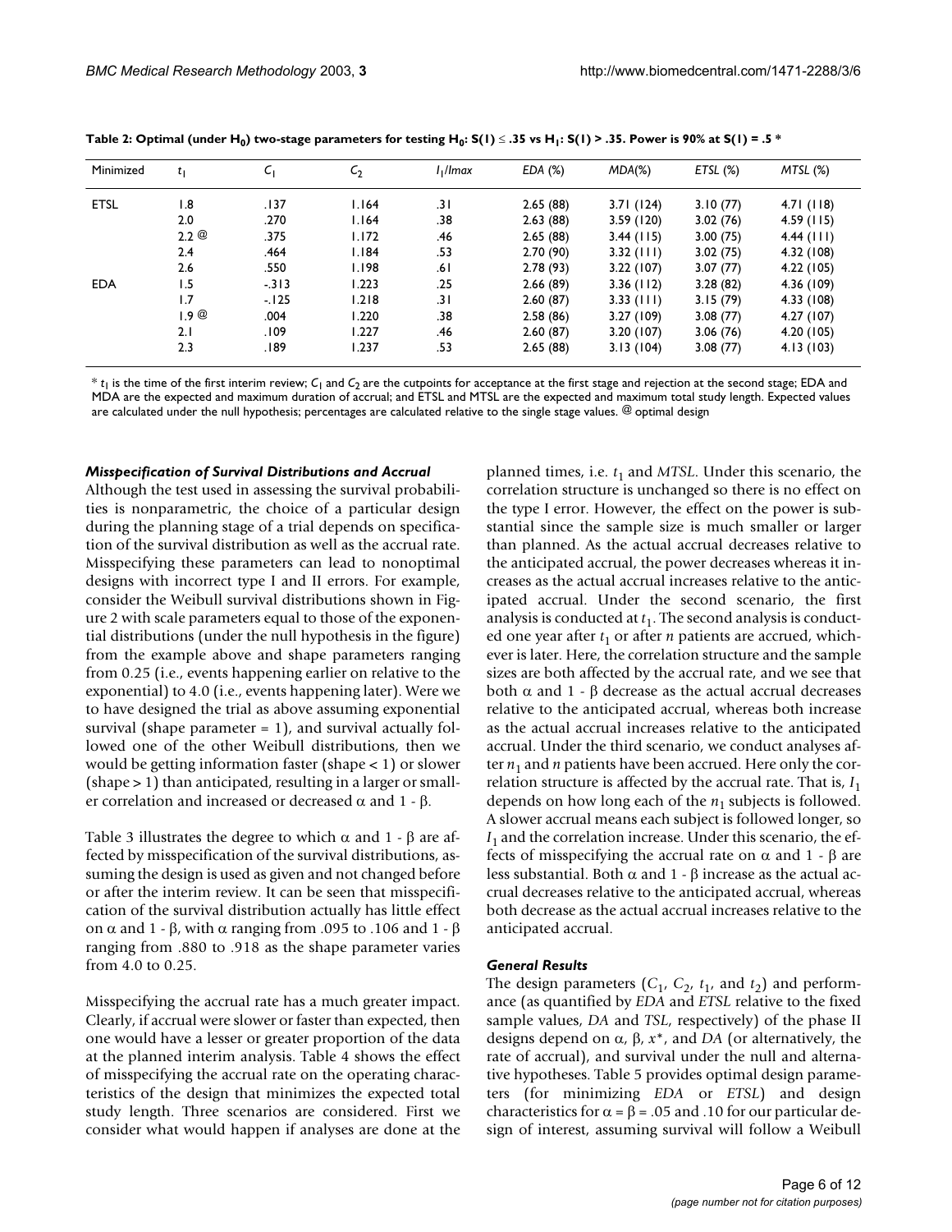**Table 2: Optimal (under $H_0$) two-stage parameters for testing $H_0$: $S(1) \le .35$ vs $H_1$: $S(1) > .35$. Power is 90% at $S(1) = .5$ ***

| Minimized | $t_1$ | $C_1$ | $C_2$ | $I_1/Imax$ | *EDA* (%) | *MDA*(%) | *ETSL* (%) | *MTSL* (%) |
|---|---|---|---|---|---|---|---|---|
| ETSL | 1.8 | .137 | 1.164 | .31 | 2.65 (88) | 3.71 (124) | 3.10 (77) | 4.71 (118) |
| | 2.0 | .270 | 1.164 | .38 | 2.63 (88) | 3.59 (120) | 3.02 (76) | 4.59 (115) |
| | 2.2 @ | .375 | 1.172 | .46 | 2.65 (88) | 3.44 (115) | 3.00 (75) | 4.44 (111) |
| | 2.4 | .464 | 1.184 | .53 | 2.70 (90) | 3.32 (111) | 3.02 (75) | 4.32 (108) |
| | 2.6 | .550 | 1.198 | .61 | 2.78 (93) | 3.22 (107) | 3.07 (77) | 4.22 (105) |
| EDA | 1.5 | -.313 | 1.223 | .25 | 2.66 (89) | 3.36 (112) | 3.28 (82) | 4.36 (109) |
| | 1.7 | -.125 | 1.218 | .31 | 2.60 (87) | 3.33 (111) | 3.15 (79) | 4.33 (108) |
| | 1.9 @ | .004 | 1.220 | .38 | 2.58 (86) | 3.27 (109) | 3.08 (77) | 4.27 (107) |
| | 2.1 | .109 | 1.227 | .46 | 2.60 (87) | 3.20 (107) | 3.06 (76) | 4.20 (105) |
| | 2.3 | .189 | 1.237 | .53 | 2.65 (88) | 3.13 (104) | 3.08 (77) | 4.13 (103) |

* $t_1$ is the time of the first interim review; $C_1$ and $C_2$ are the cutpoints for acceptance at the first stage and rejection at the second stage; EDA and MDA are the expected and maximum duration of accrual; and ETSL and MTSL are the expected and maximum total study length. Expected values are calculated under the null hypothesis; percentages are calculated relative to the single stage values. @ optimal design

### *Misspecification of Survival Distributions and Accrual*

Although the test used in assessing the survival probabilities is nonparametric, the choice of a particular design during the planning stage of a trial depends on specification of the survival distribution as well as the accrual rate. Misspecifying these parameters can lead to nonoptimal designs with incorrect type I and II errors. For example, consider the Weibull survival distributions shown in Figure 2 with scale parameters equal to those of the exponential distributions (under the null hypothesis in the figure) from the example above and shape parameters ranging from 0.25 (i.e., events happening earlier on relative to the exponential) to 4.0 (i.e., events happening later). Were we to have designed the trial as above assuming exponential survival (shape parameter = 1), and survival actually followed one of the other Weibull distributions, then we would be getting information faster (shape < 1) or slower (shape > 1) than anticipated, resulting in a larger or smaller correlation and increased or decreased $\alpha$ and $1 - \beta$.

Table 3 illustrates the degree to which $\alpha$ and $1 - \beta$ are affected by misspecification of the survival distributions, assuming the design is used as given and not changed before or after the interim review. It can be seen that misspecification of the survival distribution actually has little effect on $\alpha$ and $1 - \beta$, with $\alpha$ ranging from .095 to .106 and $1 - \beta$ ranging from .880 to .918 as the shape parameter varies from 4.0 to 0.25.

Misspecifying the accrual rate has a much greater impact. Clearly, if accrual were slower or faster than expected, then one would have a lesser or greater proportion of the data at the planned interim analysis. Table 4 shows the effect of misspecifying the accrual rate on the operating characteristics of the design that minimizes the expected total study length. Three scenarios are considered. First we consider what would happen if analyses are done at the planned times, i.e. $t_1$ and *MTSL*. Under this scenario, the correlation structure is unchanged so there is no effect on the type I error. However, the effect on the power is substantial since the sample size is much smaller or larger than planned. As the actual accrual decreases relative to the anticipated accrual, the power decreases whereas it increases as the actual accrual increases relative to the anticipated accrual. Under the second scenario, the first analysis is conducted at $t_1$. The second analysis is conducted one year after $t_1$ or after $n$ patients are accrued, whichever is later. Here, the correlation structure and the sample sizes are both affected by the accrual rate, and we see that both $\alpha$ and $1 - \beta$ decrease as the actual accrual decreases relative to the anticipated accrual, whereas both increase as the actual accrual increases relative to the anticipated accrual. Under the third scenario, we conduct analyses after $n_1$ and $n$ patients have been accrued. Here only the correlation structure is affected by the accrual rate. That is, $I_1$ depends on how long each of the $n_1$ subjects is followed. A slower accrual means each subject is followed longer, so $I_1$ and the correlation increase. Under this scenario, the effects of misspecifying the accrual rate on $\alpha$ and $1 - \beta$ are less substantial. Both $\alpha$ and $1 - \beta$ increase as the actual accrual decreases relative to the anticipated accrual, whereas both decrease as the actual accrual increases relative to the anticipated accrual.

### *General Results*

The design parameters ($C_1$, $C_2$, $t_1$, and $t_2$) and performance (as quantified by *EDA* and *ETSL* relative to the fixed sample values, *DA* and *TSL*, respectively) of the phase II designs depend on $\alpha$, $\beta$, $x^*$, and *DA* (or alternatively, the rate of accrual), and survival under the null and alternative hypotheses. Table 5 provides optimal design parameters (for minimizing *EDA* or *ETSL*) and design characteristics for $\alpha = \beta = .05$ and .10 for our particular design of interest, assuming survival will follow a Weibull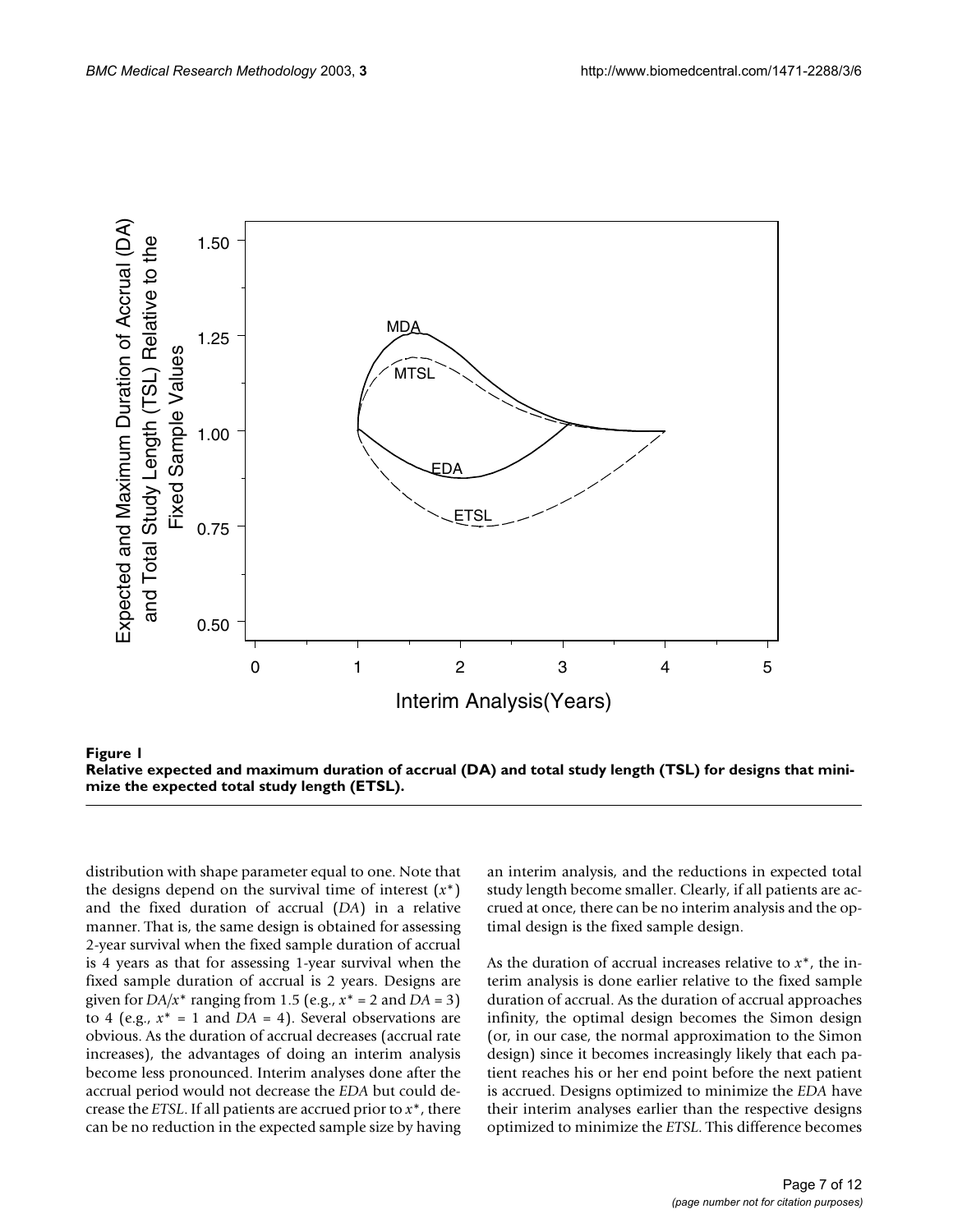**Figure 1**
**Relative expected and maximum duration of accrual (DA) and total study length (TSL) for designs that minimize the expected total study length (ETSL).**

distribution with shape parameter equal to one. Note that the designs depend on the survival time of interest ($x^*$) and the fixed duration of accrual (*DA*) in a relative manner. That is, the same design is obtained for assessing 2-year survival when the fixed sample duration of accrual is 4 years as that for assessing 1-year survival when the fixed sample duration of accrual is 2 years. Designs are given for $DA/x^*$ ranging from 1.5 (e.g., $x^* = 2$ and $DA = 3$) to 4 (e.g., $x^* = 1$ and $DA = 4$). Several observations are obvious. As the duration of accrual decreases (accrual rate increases), the advantages of doing an interim analysis become less pronounced. Interim analyses done after the accrual period would not decrease the *EDA* but could decrease the *ETSL*. If all patients are accrued prior to $x^*$, there can be no reduction in the expected sample size by having an interim analysis, and the reductions in expected total study length become smaller. Clearly, if all patients are accrued at once, there can be no interim analysis and the optimal design is the fixed sample design.

As the duration of accrual increases relative to $x^*$, the interim analysis is done earlier relative to the fixed sample duration of accrual. As the duration of accrual approaches infinity, the optimal design becomes the Simon design (or, in our case, the normal approximation to the Simon design) since it becomes increasingly likely that each patient reaches his or her end point before the next patient is accrued. Designs optimized to minimize the *EDA* have their interim analyses earlier than the respective designs optimized to minimize the *ETSL*. This difference becomes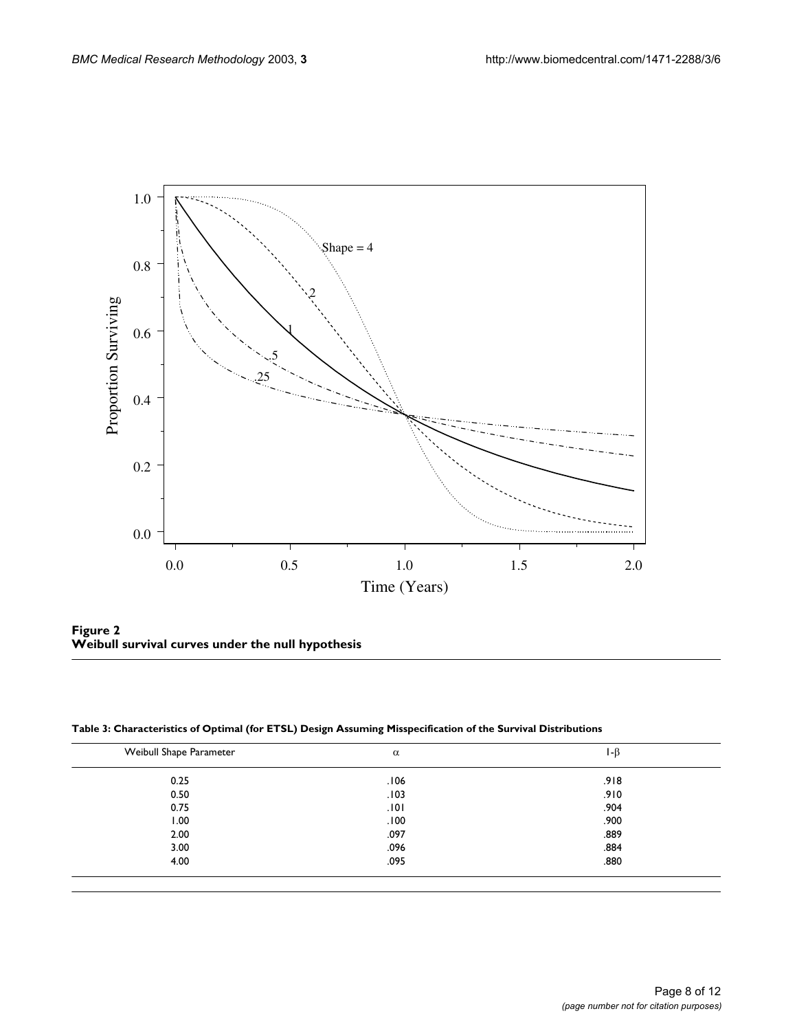**Figure 2**
**Weibull survival curves under the null hypothesis**

**Table 3: Characteristics of Optimal (for ETSL) Design Assuming Misspecification of the Survival Distributions**

| Weibull Shape Parameter | $\alpha$ | $1-\beta$ |
| --- | --- | --- |
| 0.25 | .106 | .918 |
| 0.50 | .103 | .910 |
| 0.75 | .101 | .904 |
| 1.00 | .100 | .900 |
| 2.00 | .097 | .889 |
| 3.00 | .096 | .884 |
| 4.00 | .095 | .880 |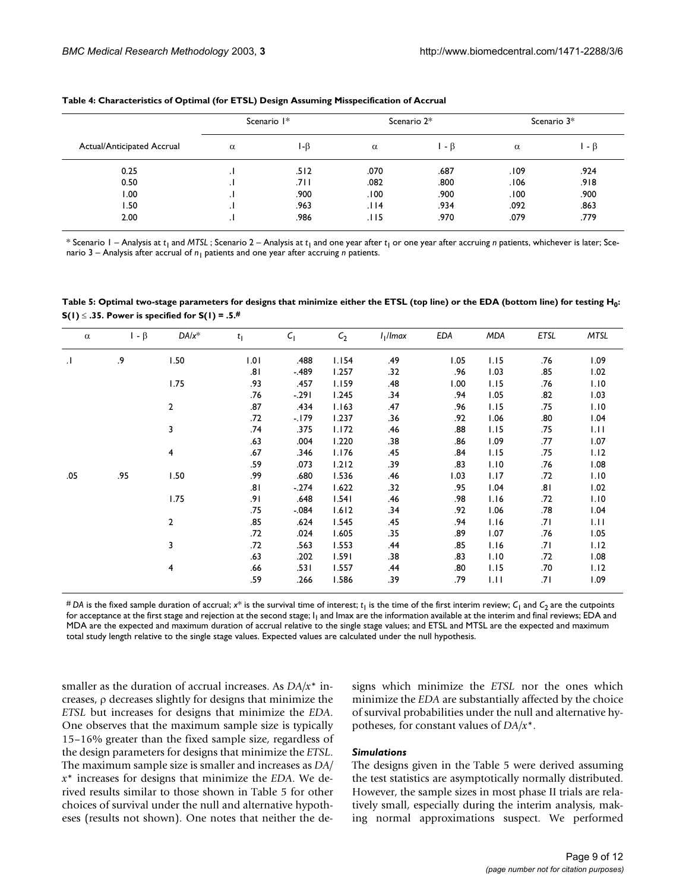**Table 4: Characteristics of Optimal (for ETSL) Design Assuming Misspecification of Accrual**

| | Scenario 1* | | Scenario 2* | | Scenario 3* | |
|---|---|---|---|---|---|---|
| Actual/Anticipated Accrual | $\alpha$ | 1-$\beta$ | $\alpha$ | 1 - $\beta$ | $\alpha$ | 1 - $\beta$ |
| 0.25 | .1 | .512 | .070 | .687 | .109 | .924 |
| 0.50 | .1 | .711 | .082 | .800 | .106 | .918 |
| 1.00 | .1 | .900 | .100 | .900 | .100 | .900 |
| 1.50 | .1 | .963 | .114 | .934 | .092 | .863 |
| 2.00 | .1 | .986 | .115 | .970 | .079 | .779 |

* Scenario 1 – Analysis at $t_1$ and *MTSL* ; Scenario 2 – Analysis at $t_1$ and one year after $t_1$ or one year after accruing *n* patients, whichever is later; Scenario 3 – Analysis after accrual of $n_1$ patients and one year after accruing *n* patients.

**Table 5: Optimal two-stage parameters for designs that minimize either the ETSL (top line) or the EDA (bottom line) for testing $H_0$: $S(1) \leq .35$. Power is specified for $S(1) = .5$.#**

| $\alpha$ | 1 - $\beta$ | $DA/x^*$ | $t_1$ | $C_1$ | $C_2$ | $I_1/Imax$ | EDA | MDA | ETSL | MTSL |
|---|---|---|---|---|---|---|---|---|---|---|
| .1 | .9 | 1.50 | 1.01 | .488 | 1.154 | .49 | 1.05 | 1.15 | .76 | 1.09 |
| | | | .81 | -.489 | 1.257 | .32 | .96 | 1.03 | .85 | 1.02 |
| | | 1.75 | .93 | .457 | 1.159 | .48 | 1.00 | 1.15 | .76 | 1.10 |
| | | | .76 | -.291 | 1.245 | .34 | .94 | 1.05 | .82 | 1.03 |
| | | 2 | .87 | .434 | 1.163 | .47 | .96 | 1.15 | .75 | 1.10 |
| | | | .72 | -.179 | 1.237 | .36 | .92 | 1.06 | .80 | 1.04 |
| | | 3 | .74 | .375 | 1.172 | .46 | .88 | 1.15 | .75 | 1.11 |
| | | | .63 | .004 | 1.220 | .38 | .86 | 1.09 | .77 | 1.07 |
| | | 4 | .67 | .346 | 1.176 | .45 | .84 | 1.15 | .75 | 1.12 |
| | | | .59 | .073 | 1.212 | .39 | .83 | 1.10 | .76 | 1.08 |
| .05 | .95 | 1.50 | .99 | .680 | 1.536 | .46 | 1.03 | 1.17 | .72 | 1.10 |
| | | | .81 | -.274 | 1.622 | .32 | .95 | 1.04 | .81 | 1.02 |
| | | 1.75 | .91 | .648 | 1.541 | .46 | .98 | 1.16 | .72 | 1.10 |
| | | | .75 | -.084 | 1.612 | .34 | .92 | 1.06 | .78 | 1.04 |
| | | 2 | .85 | .624 | 1.545 | .45 | .94 | 1.16 | .71 | 1.11 |
| | | | .72 | .024 | 1.605 | .35 | .89 | 1.07 | .76 | 1.05 |
| | | 3 | .72 | .563 | 1.553 | .44 | .85 | 1.16 | .71 | 1.12 |
| | | | .63 | .202 | 1.591 | .38 | .83 | 1.10 | .72 | 1.08 |
| | | 4 | .66 | .531 | 1.557 | .44 | .80 | 1.15 | .70 | 1.12 |
| | | | .59 | .266 | 1.586 | .39 | .79 | 1.11 | .71 | 1.09 |

# *DA* is the fixed sample duration of accrual; $x^*$ is the survival time of interest; $t_1$ is the time of the first interim review; $C_1$ and $C_2$ are the cutpoints for acceptance at the first stage and rejection at the second stage; $I_1$ and Imax are the information available at the interim and final reviews; EDA and MDA are the expected and maximum duration of accrual relative to the single stage values; and ETSL and MTSL are the expected and maximum total study length relative to the single stage values. Expected values are calculated under the null hypothesis.

smaller as the duration of accrual increases. As $DA/x^*$ increases, $\rho$ decreases slightly for designs that minimize the *ETSL* but increases for designs that minimize the *EDA*. One observes that the maximum sample size is typically 15–16% greater than the fixed sample size, regardless of the design parameters for designs that minimize the *ETSL*. The maximum sample size is smaller and increases as $DA/x^*$ increases for designs that minimize the *EDA*. We derived results similar to those shown in Table 5 for other choices of survival under the null and alternative hypotheses (results not shown). One notes that neither the designs which minimize the *ETSL* nor the ones which minimize the *EDA* are substantially affected by the choice of survival probabilities under the null and alternative hypotheses, for constant values of $DA/x^*$.

### *Simulations*

The designs given in the Table 5 were derived assuming the test statistics are asymptotically normally distributed. However, the sample sizes in most phase II trials are relatively small, especially during the interim analysis, making normal approximations suspect. We performed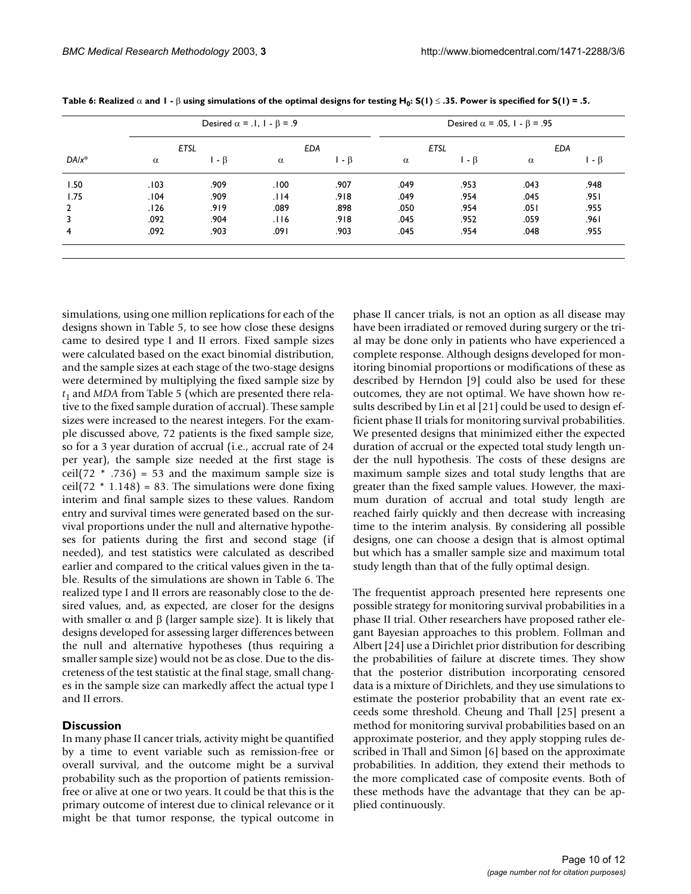**Table 6: Realized $\alpha$ and $1 - \beta$ using simulations of the optimal designs for testing $H_0$: $S(1) \leq .35$. Power is specified for $S(1) = .5$.**

| | Desired $\alpha = .1$, $1 - \beta = .9$ | | | | Desired $\alpha = .05$, $1 - \beta = .95$ | | | |
|---|---|---|---|---|---|---|---|---|
| | *ETSL* | | *EDA* | | *ETSL* | | *EDA* | |
| *DA*/*x** | $\alpha$ | $1 - \beta$ | $\alpha$ | $1 - \beta$ | $\alpha$ | $1 - \beta$ | $\alpha$ | $1 - \beta$ |
| 1.50 | .103 | .909 | .100 | .907 | .049 | .953 | .043 | .948 |
| 1.75 | .104 | .909 | .114 | .918 | .049 | .954 | .045 | .951 |
| 2 | .126 | .919 | .089 | .898 | .050 | .954 | .051 | .955 |
| 3 | .092 | .904 | .116 | .918 | .045 | .952 | .059 | .961 |
| 4 | .092 | .903 | .091 | .903 | .045 | .954 | .048 | .955 |

simulations, using one million replications for each of the designs shown in Table 5, to see how close these designs came to desired type I and II errors. Fixed sample sizes were calculated based on the exact binomial distribution, and the sample sizes at each stage of the two-stage designs were determined by multiplying the fixed sample size by $t_1$ and *MDA* from Table 5 (which are presented there relative to the fixed sample duration of accrual). These sample sizes were increased to the nearest integers. For the example discussed above, 72 patients is the fixed sample size, so for a 3 year duration of accrual (i.e., accrual rate of 24 per year), the sample size needed at the first stage is ceil(72 * .736) = 53 and the maximum sample size is ceil(72 * 1.148) = 83. The simulations were done fixing interim and final sample sizes to these values. Random entry and survival times were generated based on the survival proportions under the null and alternative hypotheses for patients during the first and second stage (if needed), and test statistics were calculated as described earlier and compared to the critical values given in the table. Results of the simulations are shown in Table 6. The realized type I and II errors are reasonably close to the desired values, and, as expected, are closer for the designs with smaller $\alpha$ and $\beta$ (larger sample size). It is likely that designs developed for assessing larger differences between the null and alternative hypotheses (thus requiring a smaller sample size) would not be as close. Due to the discreteness of the test statistic at the final stage, small changes in the sample size can markedly affect the actual type I and II errors.

## Discussion

In many phase II cancer trials, activity might be quantified by a time to event variable such as remission-free or overall survival, and the outcome might be a survival probability such as the proportion of patients remission-free or alive at one or two years. It could be that this is the primary outcome of interest due to clinical relevance or it might be that tumor response, the typical outcome in phase II cancer trials, is not an option as all disease may have been irradiated or removed during surgery or the trial may be done only in patients who have experienced a complete response. Although designs developed for monitoring binomial proportions or modifications of these as described by Herndon [9] could also be used for these outcomes, they are not optimal. We have shown how results described by Lin et al [21] could be used to design efficient phase II trials for monitoring survival probabilities. We presented designs that minimized either the expected duration of accrual or the expected total study length under the null hypothesis. The costs of these designs are maximum sample sizes and total study lengths that are greater than the fixed sample values. However, the maximum duration of accrual and total study length are reached fairly quickly and then decrease with increasing time to the interim analysis. By considering all possible designs, one can choose a design that is almost optimal but which has a smaller sample size and maximum total study length than that of the fully optimal design.

The frequentist approach presented here represents one possible strategy for monitoring survival probabilities in a phase II trial. Other researchers have proposed rather elegant Bayesian approaches to this problem. Follman and Albert [24] use a Dirichlet prior distribution for describing the probabilities of failure at discrete times. They show that the posterior distribution incorporating censored data is a mixture of Dirichlets, and they use simulations to estimate the posterior probability that an event rate exceeds some threshold. Cheung and Thall [25] present a method for monitoring survival probabilities based on an approximate posterior, and they apply stopping rules described in Thall and Simon [6] based on the approximate probabilities. In addition, they extend their methods to the more complicated case of composite events. Both of these methods have the advantage that they can be applied continuously.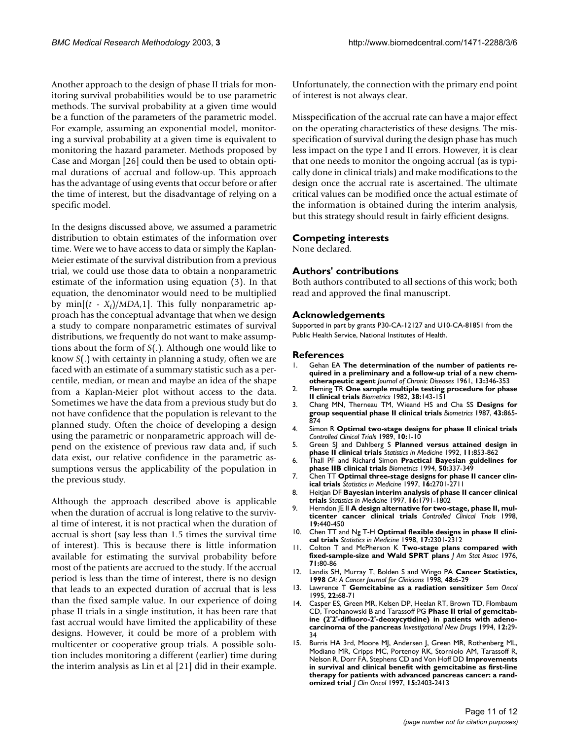Another approach to the design of phase II trials for monitoring survival probabilities would be to use parametric methods. The survival probability at a given time would be a function of the parameters of the parametric model. For example, assuming an exponential model, monitoring a survival probability at a given time is equivalent to monitoring the hazard parameter. Methods proposed by Case and Morgan [26] could then be used to obtain optimal durations of accrual and follow-up. This approach has the advantage of using events that occur before or after the time of interest, but the disadvantage of relying on a specific model.

In the designs discussed above, we assumed a parametric distribution to obtain estimates of the information over time. Were we to have access to data or simply the Kaplan-Meier estimate of the survival distribution from a previous trial, we could use those data to obtain a nonparametric estimate of the information using equation (3). In that equation, the denominator would need to be multiplied by $\min[(t - X_i)/MDA, 1]$. This fully nonparametric approach has the conceptual advantage that when we design a study to compare nonparametric estimates of survival distributions, we frequently do not want to make assumptions about the form of $S(.)$. Although one would like to know $S(.)$ with certainty in planning a study, often we are faced with an estimate of a summary statistic such as a percentile, median, or mean and maybe an idea of the shape from a Kaplan-Meier plot without access to the data. Sometimes we have the data from a previous study but do not have confidence that the population is relevant to the planned study. Often the choice of developing a design using the parametric or nonparametric approach will depend on the existence of previous raw data and, if such data exist, our relative confidence in the parametric assumptions versus the applicability of the population in the previous study.

Although the approach described above is applicable when the duration of accrual is long relative to the survival time of interest, it is not practical when the duration of accrual is short (say less than 1.5 times the survival time of interest). This is because there is little information available for estimating the survival probability before most of the patients are accrued to the study. If the accrual period is less than the time of interest, there is no design that leads to an expected duration of accrual that is less than the fixed sample value. In our experience of doing phase II trials in a single institution, it has been rare that fast accrual would have limited the applicability of these designs. However, it could be more of a problem with multicenter or cooperative group trials. A possible solution includes monitoring a different (earlier) time during the interim analysis as Lin et al [21] did in their example. Unfortunately, the connection with the primary end point of interest is not always clear.

Misspecification of the accrual rate can have a major effect on the operating characteristics of these designs. The misspecification of survival during the design phase has much less impact on the type I and II errors. However, it is clear that one needs to monitor the ongoing accrual (as is typically done in clinical trials) and make modifications to the design once the accrual rate is ascertained. The ultimate critical values can be modified once the actual estimate of the information is obtained during the interim analysis, but this strategy should result in fairly efficient designs.

## Competing interests

None declared.

## Authors' contributions

Both authors contributed to all sections of this work; both read and approved the final manuscript.

## Acknowledgements

Supported in part by grants P30-CA-12127 and U10-CA-81851 from the Public Health Service, National Institutes of Health.

## References

1. Gehan EA **The determination of the number of patients required in a preliminary and a follow-up trial of a new chemotherapeutic agent** *Journal of Chronic Diseases* 1961, **13:**346-353
2. Fleming TR **One sample multiple testing procedure for phase II clinical trials** *Biometrics* 1982, **38:**143-151
3. Chang MN, Therneau TM, Wieand HS and Cha SS **Designs for group sequential phase II clinical trials** *Biometrics* 1987, **43:**865-874
4. Simon R **Optimal two-stage designs for phase II clinical trials** *Controlled Clinical Trials* 1989, **10:**1-10
5. Green SJ and Dahlberg S **Planned versus attained design in phase II clinical trials** *Statistics in Medicine* 1992, **11:**853-862
6. Thall PF and Richard Simon **Practical Bayesian guidelines for phase IIB clinical trials** *Biometrics* 1994, **50:**337-349
7. Chen TT **Optimal three-stage designs for phase II cancer clinical trials** *Statistics in Medicine* 1997, **16:**2701-2711
8. Heitjan DF **Bayesian interim analysis of phase II cancer clinical trials** *Statistics in Medicine* 1997, **16:**1791-1802
9. Herndon JE II **A design alternative for two-stage, phase II, multicenter cancer clinical trials** *Controlled Clinical Trials* 1998, **19:**440-450
10. Chen TT and Ng T-H **Optimal flexible designs in phase II clinical trials** *Statistics in Medicine* 1998, **17:**2301-2312
11. Colton T and McPherson K **Two-stage plans compared with fixed-sample-size and Wald SPRT plans** *J Am Stat Assoc* 1976, **71:**80-86
12. Landis SH, Murray T, Bolden S and Wingo PA **Cancer Statistics, 1998** *CA: A Cancer Journal for Clinicians* 1998, **48:**6-29
13. Lawrence T **Gemcitabine as a radiation sensitizer** *Sem Oncol* 1995, **22:**68-71
14. Casper ES, Green MR, Kelsen DP, Heelan RT, Brown TD, Flombaum CD, Trochanowski B and Tarassoff PG **Phase II trial of gemcitabine (2'2'-difluoro-2'-deoxycytidine) in patients with adenocarcinoma of the pancreas** *Investigational New Drugs* 1994, **12:**29-34
15. Burris HA 3rd, Moore MJ, Andersen J, Green MR, Rothenberg ML, Modiano MR, Cripps MC, Portenoy RK, Storniolo AM, Tarassoff R, Nelson R, Dorr FA, Stephens CD and Von Hoff DD **Improvements in survival and clinical benefit with gemcitabine as first-line therapy for patients with advanced pancreas cancer: a randomized trial** *J Clin Oncol* 1997, **15:**2403-2413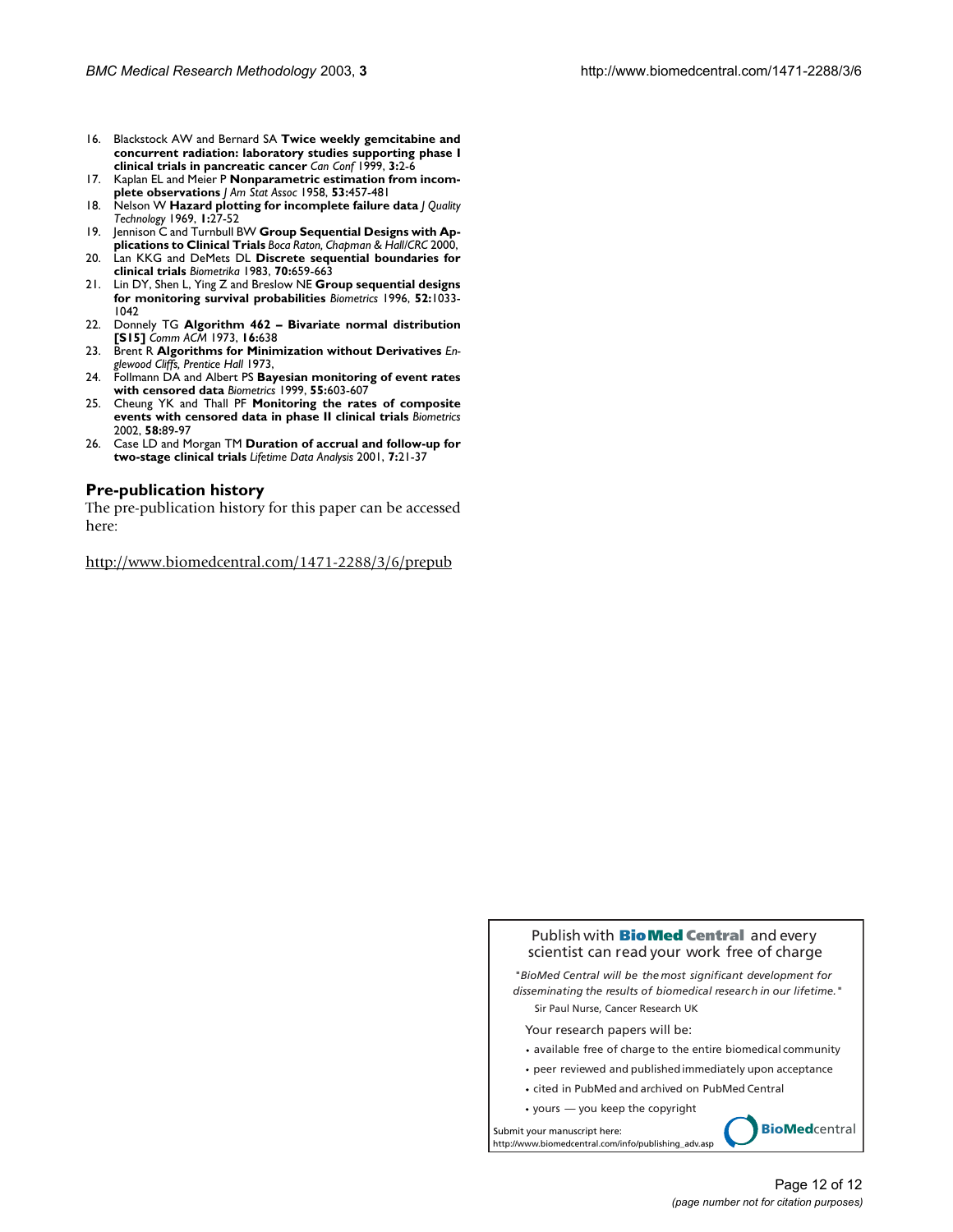16. Blackstock AW and Bernard SA **Twice weekly gemcitabine and concurrent radiation: laboratory studies supporting phase I clinical trials in pancreatic cancer** *Can Conf* 1999, **3:**2-6
17. Kaplan EL and Meier P **Nonparametric estimation from incomplete observations** *J Am Stat Assoc* 1958, **53:**457-481
18. Nelson W **Hazard plotting for incomplete failure data** *J Quality Technology* 1969, **1:**27-52
19. Jennison C and Turnbull BW **Group Sequential Designs with Applications to Clinical Trials** *Boca Raton, Chapman & Hall/CRC* 2000,
20. Lan KKG and DeMets DL **Discrete sequential boundaries for clinical trials** *Biometrika* 1983, **70:**659-663
21. Lin DY, Shen L, Ying Z and Breslow NE **Group sequential designs for monitoring survival probabilities** *Biometrics* 1996, **52:**1033-1042
22. Donnely TG **Algorithm 462 – Bivariate normal distribution [S15]** *Comm ACM* 1973, **16:**638
23. Brent R **Algorithms for Minimization without Derivatives** *Englewood Cliffs, Prentice Hall* 1973,
24. Follmann DA and Albert PS **Bayesian monitoring of event rates with censored data** *Biometrics* 1999, **55:**603-607
25. Cheung YK and Thall PF **Monitoring the rates of composite events with censored data in phase II clinical trials** *Biometrics* 2002, **58:**89-97
26. Case LD and Morgan TM **Duration of accrual and follow-up for two-stage clinical trials** *Lifetime Data Analysis* 2001, **7:**21-37

## Pre-publication history

The pre-publication history for this paper can be accessed here:

http://www.biomedcentral.com/1471-2288/3/6/prepub

Publish with **BioMed Central** and every scientist can read your work free of charge

*"BioMed Central will be the most significant development for disseminating the results of biomedical research in our lifetime."*

Sir Paul Nurse, Cancer Research UK

Your research papers will be:

- available free of charge to the entire biomedical community
- peer reviewed and published immediately upon acceptance
- cited in PubMed and archived on PubMed Central
- yours — you keep the copyright

Submit your manuscript here:
http://www.biomedcentral.com/info/publishing_adv.asp

**BioMed**central